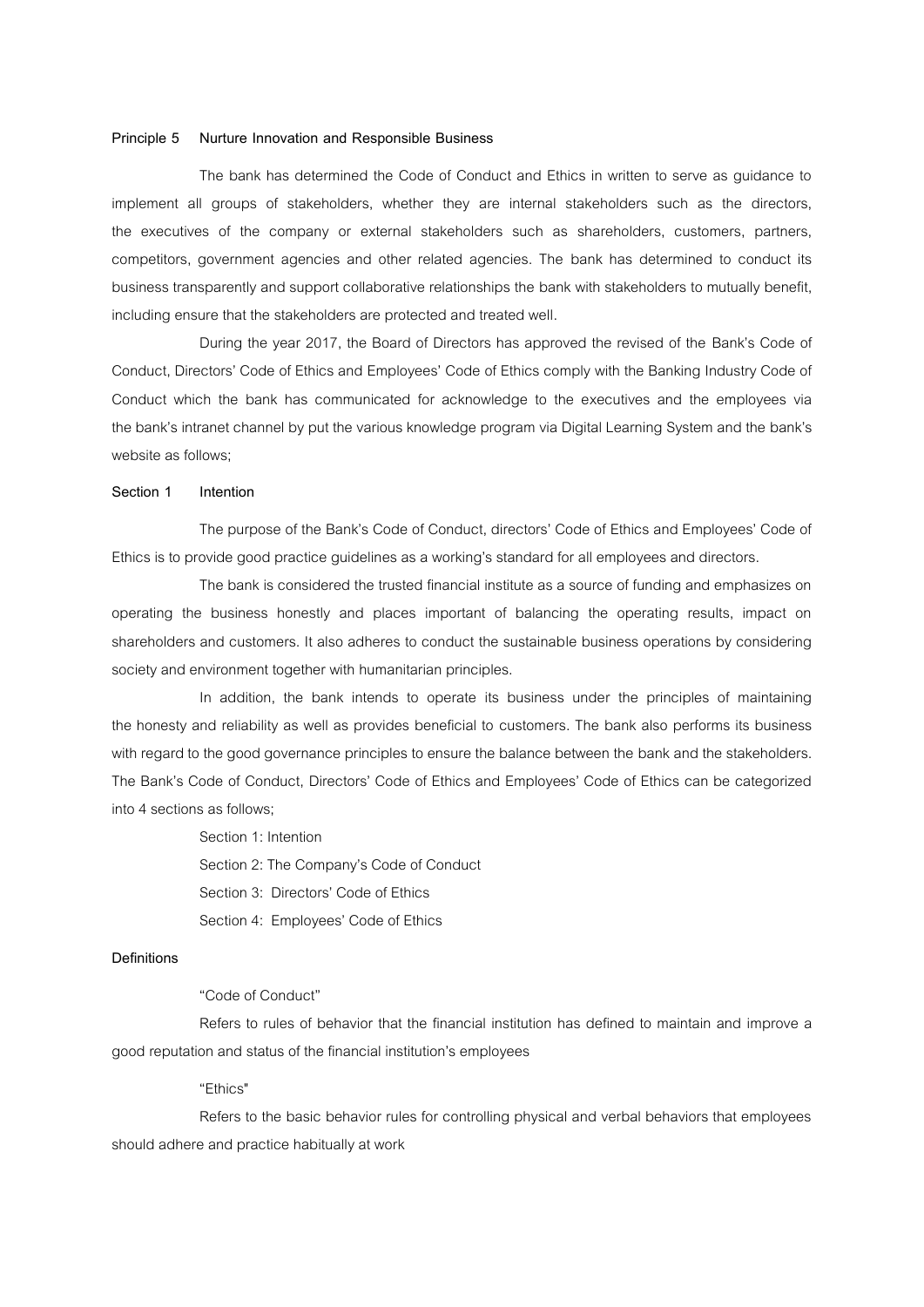**Principle 5 Nurture Innovation and Responsible Business**

The bank has determined the Code of Conduct and Ethics in written to serve as guidance to implement all groups of stakeholders, whether they are internal stakeholders such as the directors, the executives of the company or external stakeholders such as shareholders, customers, partners, competitors, government agencies and other related agencies. The bank has determined to conduct its business transparently and support collaborative relationships the bank with stakeholders to mutually benefit, including ensure that the stakeholders are protected and treated well.

During the year 2017, the Board of Directors has approved the revised of the Bank's Code of Conduct, Directors' Code of Ethics and Employees' Code of Ethics comply with the Banking Industry Code of Conduct which the bank has communicated for acknowledge to the executives and the employees via the bank's intranet channel by put the various knowledge program via Digital Learning System and the bank's website as follows;

**Section 1 Intention**

The purpose of the Bank's Code of Conduct, directors' Code of Ethics and Employees' Code of Ethics is to provide good practice guidelines as a working's standard for all employees and directors.

The bank is considered the trusted financial institute as a source of funding and emphasizes on operating the business honestly and places important of balancing the operating results, impact on shareholders and customers. It also adheres to conduct the sustainable business operations by considering society and environment together with humanitarian principles.

In addition, the bank intends to operate its business under the principles of maintaining the honesty and reliability as well as provides beneficial to customers. The bank also performs its business with regard to the good governance principles to ensure the balance between the bank and the stakeholders. The Bank's Code of Conduct, Directors' Code of Ethics and Employees' Code of Ethics can be categorized into 4 sections as follows;

Section 1: Intention

Section 2: The Company's Code of Conduct

Section 3: Directors' Code of Ethics

Section 4: Employees' Code of Ethics

**Definitions**

"Code of Conduct"

Refers to rules of behavior that the financial institution has defined to maintain and improve a good reputation and status of the financial institution's employees

"Ethics"

Refers to the basic behavior rules for controlling physical and verbal behaviors that employees should adhere and practice habitually at work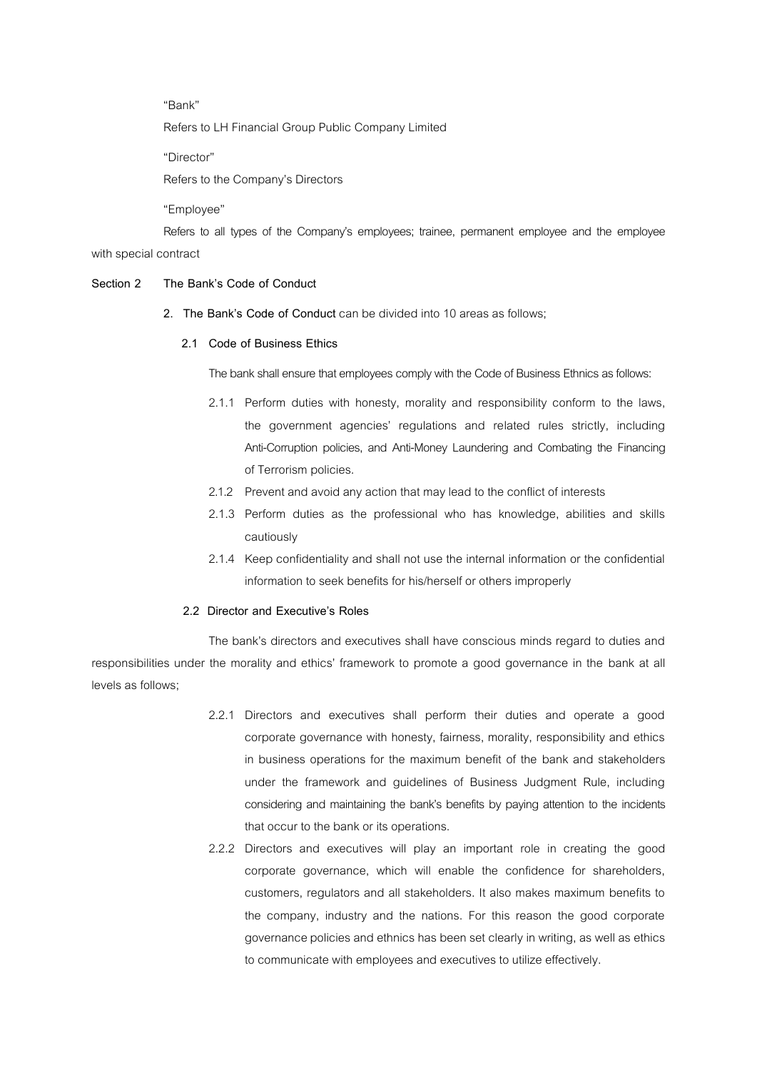"Bank"

Refers to LH Financial Group Public Company Limited

"Director"

Refers to the Company's Directors

"Employee"

Refers to all types of the Company's employees; trainee, permanent employee and the employee with special contract

## Section 2 The Bank's Code of Conduct

**2. The Bank's Code of Conduct** can be divided into 10 areas as follows;

### 2.1 Code of Business Ethics

The bank shall ensure that employees comply with the Code of Business Ethnics as follows:

2.1.1 Perform duties with honesty, morality and responsibility conform to the laws, the government agencies' regulations and related rules strictly, including Anti-Corruption policies, and Anti-Money Laundering and Combating the Financing of Terrorism policies.

2.1.2 Prevent and avoid any action that may lead to the conflict of interests

2.1.3 Perform duties as the professional who has knowledge, abilities and skills cautiously

2.1.4 Keep confidentiality and shall not use the internal information or the confidential information to seek benefits for his/herself or others improperly

### 2.2 Director and Executive's Roles

The bank's directors and executives shall have conscious minds regard to duties and responsibilities under the morality and ethics' framework to promote a good governance in the bank at all levels as follows;

2.2.1 Directors and executives shall perform their duties and operate a good corporate governance with honesty, fairness, morality, responsibility and ethics in business operations for the maximum benefit of the bank and stakeholders under the framework and guidelines of Business Judgment Rule, including considering and maintaining the bank's benefits by paying attention to the incidents that occur to the bank or its operations.

2.2.2 Directors and executives will play an important role in creating the good corporate governance, which will enable the confidence for shareholders, customers, regulators and all stakeholders. It also makes maximum benefits to the company, industry and the nations. For this reason the good corporate governance policies and ethnics has been set clearly in writing, as well as ethics to communicate with employees and executives to utilize effectively.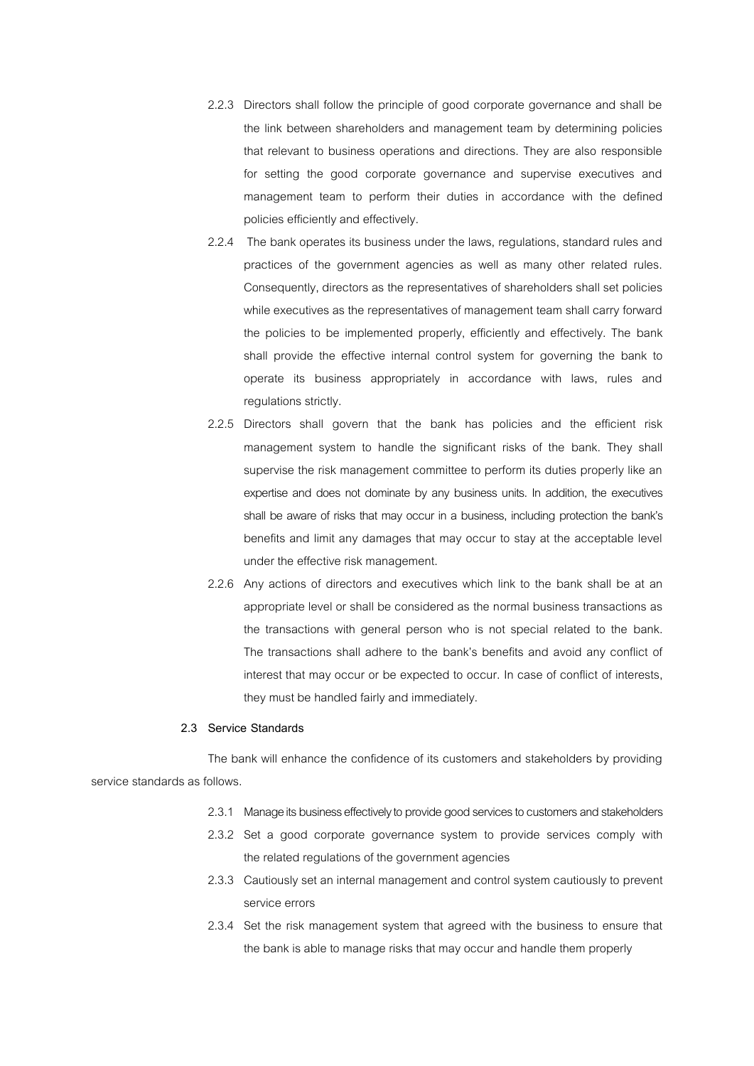2.2.3 Directors shall follow the principle of good corporate governance and shall be the link between shareholders and management team by determining policies that relevant to business operations and directions. They are also responsible for setting the good corporate governance and supervise executives and management team to perform their duties in accordance with the defined policies efficiently and effectively.

2.2.4 The bank operates its business under the laws, regulations, standard rules and practices of the government agencies as well as many other related rules. Consequently, directors as the representatives of shareholders shall set policies while executives as the representatives of management team shall carry forward the policies to be implemented properly, efficiently and effectively. The bank shall provide the effective internal control system for governing the bank to operate its business appropriately in accordance with laws, rules and regulations strictly.

2.2.5 Directors shall govern that the bank has policies and the efficient risk management system to handle the significant risks of the bank. They shall supervise the risk management committee to perform its duties properly like an expertise and does not dominate by any business units. In addition, the executives shall be aware of risks that may occur in a business, including protection the bank's benefits and limit any damages that may occur to stay at the acceptable level under the effective risk management.

2.2.6 Any actions of directors and executives which link to the bank shall be at an appropriate level or shall be considered as the normal business transactions as the transactions with general person who is not special related to the bank. The transactions shall adhere to the bank's benefits and avoid any conflict of interest that may occur or be expected to occur. In case of conflict of interests, they must be handled fairly and immediately.

**2.3 Service Standards**

The bank will enhance the confidence of its customers and stakeholders by providing service standards as follows.

2.3.1 Manage its business effectively to provide good services to customers and stakeholders

2.3.2 Set a good corporate governance system to provide services comply with the related regulations of the government agencies

2.3.3 Cautiously set an internal management and control system cautiously to prevent service errors

2.3.4 Set the risk management system that agreed with the business to ensure that the bank is able to manage risks that may occur and handle them properly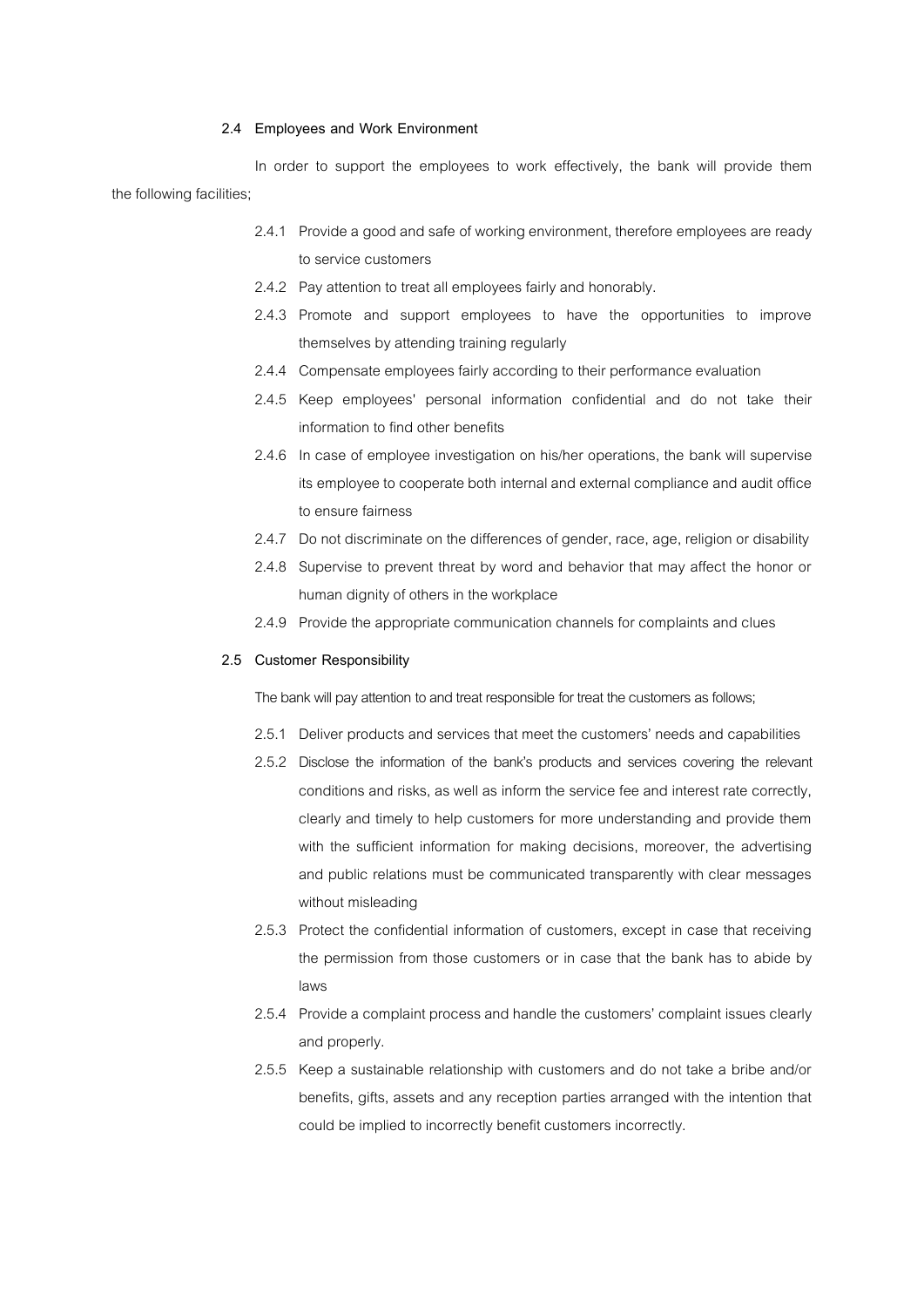### 2.4 Employees and Work Environment

In order to support the employees to work effectively, the bank will provide them the following facilities;

- 2.4.1 Provide a good and safe of working environment, therefore employees are ready to service customers
- 2.4.2 Pay attention to treat all employees fairly and honorably.
- 2.4.3 Promote and support employees to have the opportunities to improve themselves by attending training regularly
- 2.4.4 Compensate employees fairly according to their performance evaluation
- 2.4.5 Keep employees' personal information confidential and do not take their information to find other benefits
- 2.4.6 In case of employee investigation on his/her operations, the bank will supervise its employee to cooperate both internal and external compliance and audit office to ensure fairness
- 2.4.7 Do not discriminate on the differences of gender, race, age, religion or disability
- 2.4.8 Supervise to prevent threat by word and behavior that may affect the honor or human dignity of others in the workplace
- 2.4.9 Provide the appropriate communication channels for complaints and clues

### 2.5 Customer Responsibility

The bank will pay attention to and treat responsible for treat the customers as follows;

- 2.5.1 Deliver products and services that meet the customers' needs and capabilities
- 2.5.2 Disclose the information of the bank's products and services covering the relevant conditions and risks, as well as inform the service fee and interest rate correctly, clearly and timely to help customers for more understanding and provide them with the sufficient information for making decisions, moreover, the advertising and public relations must be communicated transparently with clear messages without misleading
- 2.5.3 Protect the confidential information of customers, except in case that receiving the permission from those customers or in case that the bank has to abide by laws
- 2.5.4 Provide a complaint process and handle the customers' complaint issues clearly and properly.
- 2.5.5 Keep a sustainable relationship with customers and do not take a bribe and/or benefits, gifts, assets and any reception parties arranged with the intention that could be implied to incorrectly benefit customers incorrectly.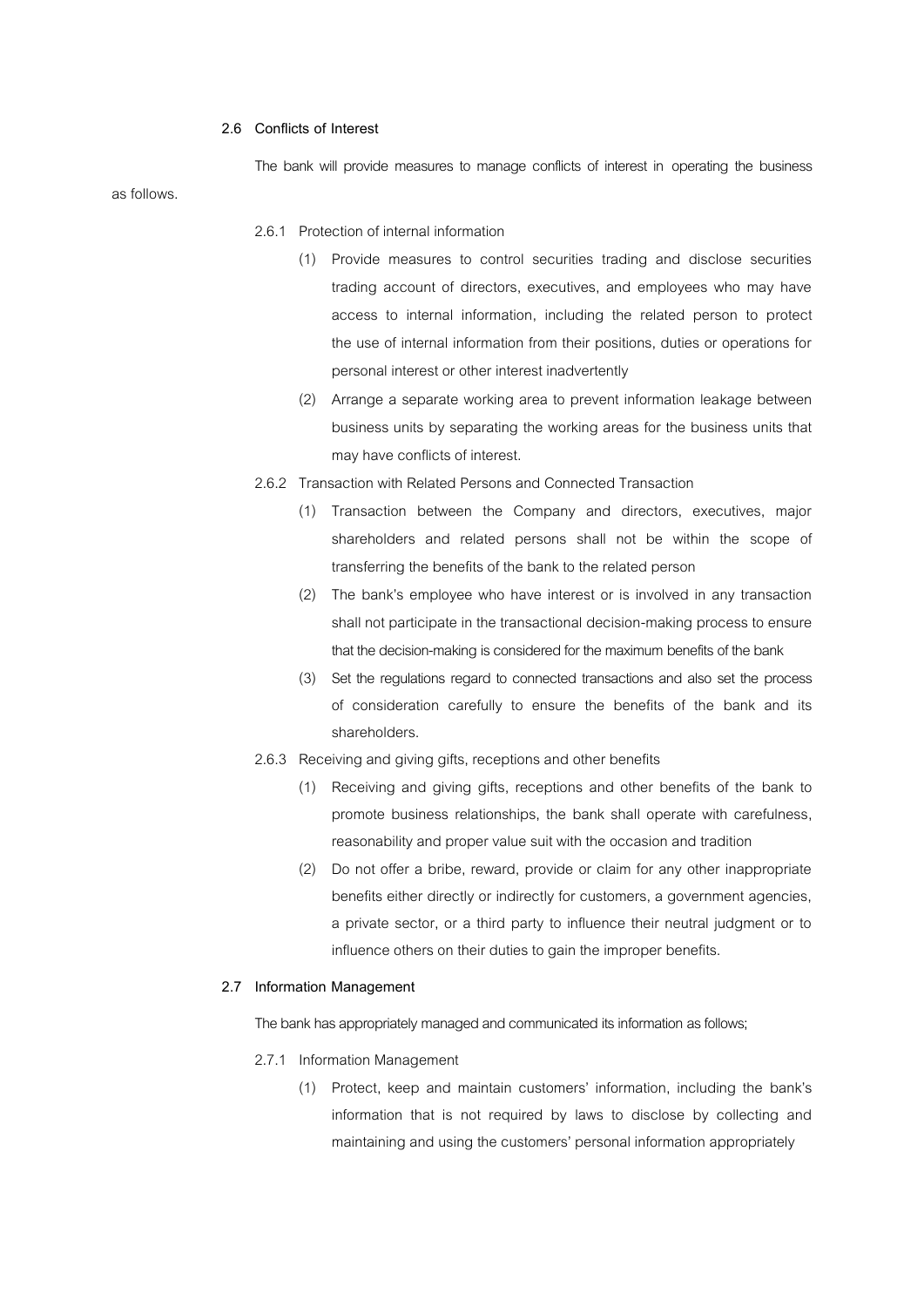### 2.6 Conflicts of Interest

The bank will provide measures to manage conflicts of interest in operating the business as follows.

2.6.1 Protection of internal information

(1) Provide measures to control securities trading and disclose securities trading account of directors, executives, and employees who may have access to internal information, including the related person to protect the use of internal information from their positions, duties or operations for personal interest or other interest inadvertently

(2) Arrange a separate working area to prevent information leakage between business units by separating the working areas for the business units that may have conflicts of interest.

2.6.2 Transaction with Related Persons and Connected Transaction

(1) Transaction between the Company and directors, executives, major shareholders and related persons shall not be within the scope of transferring the benefits of the bank to the related person

(2) The bank's employee who have interest or is involved in any transaction shall not participate in the transactional decision-making process to ensure that the decision-making is considered for the maximum benefits of the bank

(3) Set the regulations regard to connected transactions and also set the process of consideration carefully to ensure the benefits of the bank and its shareholders.

2.6.3 Receiving and giving gifts, receptions and other benefits

(1) Receiving and giving gifts, receptions and other benefits of the bank to promote business relationships, the bank shall operate with carefulness, reasonability and proper value suit with the occasion and tradition

(2) Do not offer a bribe, reward, provide or claim for any other inappropriate benefits either directly or indirectly for customers, a government agencies, a private sector, or a third party to influence their neutral judgment or to influence others on their duties to gain the improper benefits.

### 2.7 Information Management

The bank has appropriately managed and communicated its information as follows;

2.7.1 Information Management

(1) Protect, keep and maintain customers' information, including the bank's information that is not required by laws to disclose by collecting and maintaining and using the customers' personal information appropriately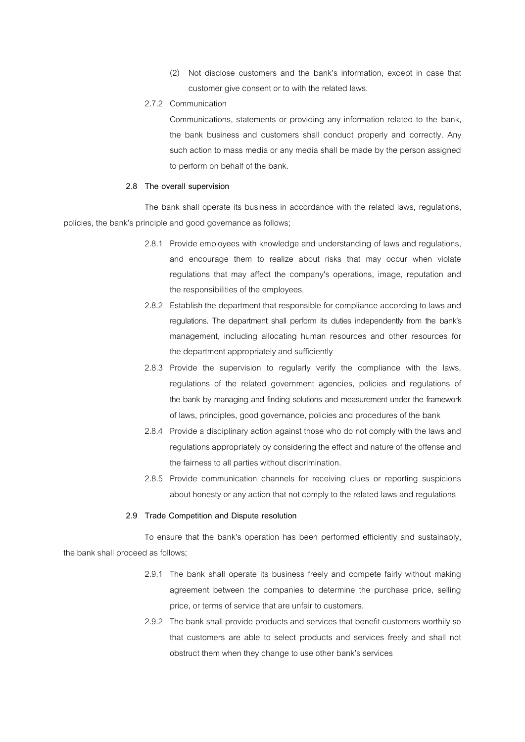(2) Not disclose customers and the bank's information, except in case that customer give consent or to with the related laws.

2.7.2 Communication

Communications, statements or providing any information related to the bank, the bank business and customers shall conduct properly and correctly. Any such action to mass media or any media shall be made by the person assigned to perform on behalf of the bank.

**2.8 The overall supervision**

The bank shall operate its business in accordance with the related laws, regulations, policies, the bank's principle and good governance as follows;

2.8.1 Provide employees with knowledge and understanding of laws and regulations, and encourage them to realize about risks that may occur when violate regulations that may affect the company's operations, image, reputation and the responsibilities of the employees.

2.8.2 Establish the department that responsible for compliance according to laws and regulations. The department shall perform its duties independently from the bank's management, including allocating human resources and other resources for the department appropriately and sufficiently

2.8.3 Provide the supervision to regularly verify the compliance with the laws, regulations of the related government agencies, policies and regulations of the bank by managing and finding solutions and measurement under the framework of laws, principles, good governance, policies and procedures of the bank

2.8.4 Provide a disciplinary action against those who do not comply with the laws and regulations appropriately by considering the effect and nature of the offense and the fairness to all parties without discrimination.

2.8.5 Provide communication channels for receiving clues or reporting suspicions about honesty or any action that not comply to the related laws and regulations

**2.9 Trade Competition and Dispute resolution**

To ensure that the bank's operation has been performed efficiently and sustainably, the bank shall proceed as follows;

2.9.1 The bank shall operate its business freely and compete fairly without making agreement between the companies to determine the purchase price, selling price, or terms of service that are unfair to customers.

2.9.2 The bank shall provide products and services that benefit customers worthily so that customers are able to select products and services freely and shall not obstruct them when they change to use other bank's services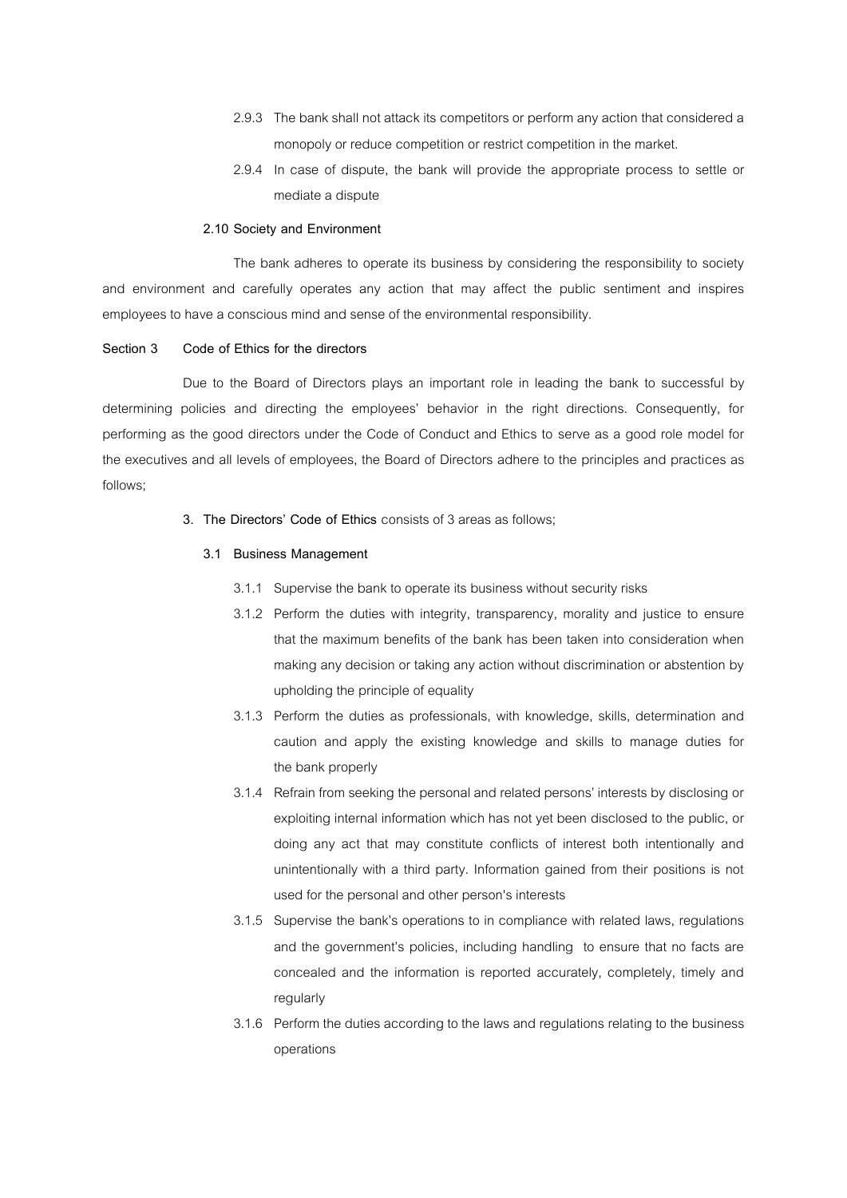2.9.3 The bank shall not attack its competitors or perform any action that considered a monopoly or reduce competition or restrict competition in the market.

2.9.4 In case of dispute, the bank will provide the appropriate process to settle or mediate a dispute

**2.10 Society and Environment**

The bank adheres to operate its business by considering the responsibility to society and environment and carefully operates any action that may affect the public sentiment and inspires employees to have a conscious mind and sense of the environmental responsibility.

**Section 3 Code of Ethics for the directors**

Due to the Board of Directors plays an important role in leading the bank to successful by determining policies and directing the employees' behavior in the right directions. Consequently, for performing as the good directors under the Code of Conduct and Ethics to serve as a good role model for the executives and all levels of employees, the Board of Directors adhere to the principles and practices as follows;

**3. The Directors' Code of Ethics** consists of 3 areas as follows;

**3.1 Business Management**

3.1.1 Supervise the bank to operate its business without security risks

3.1.2 Perform the duties with integrity, transparency, morality and justice to ensure that the maximum benefits of the bank has been taken into consideration when making any decision or taking any action without discrimination or abstention by upholding the principle of equality

3.1.3 Perform the duties as professionals, with knowledge, skills, determination and caution and apply the existing knowledge and skills to manage duties for the bank properly

3.1.4 Refrain from seeking the personal and related persons' interests by disclosing or exploiting internal information which has not yet been disclosed to the public, or doing any act that may constitute conflicts of interest both intentionally and unintentionally with a third party. Information gained from their positions is not used for the personal and other person's interests

3.1.5 Supervise the bank's operations to in compliance with related laws, regulations and the government's policies, including handling to ensure that no facts are concealed and the information is reported accurately, completely, timely and regularly

3.1.6 Perform the duties according to the laws and regulations relating to the business operations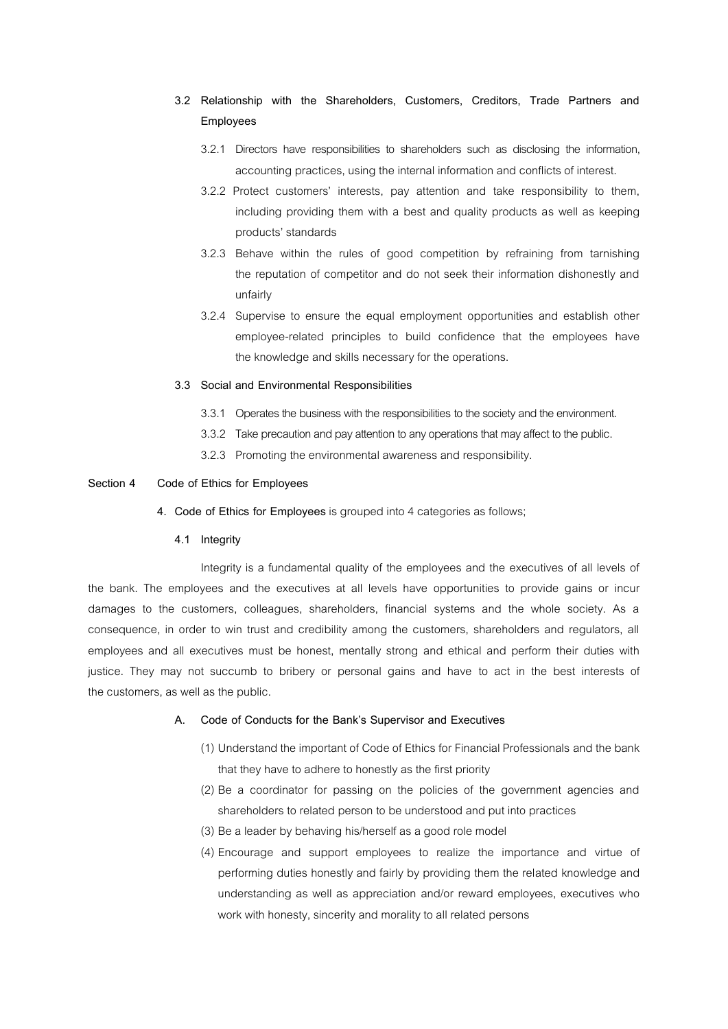**3.2 Relationship with the Shareholders, Customers, Creditors, Trade Partners and Employees**

3.2.1 Directors have responsibilities to shareholders such as disclosing the information, accounting practices, using the internal information and conflicts of interest.

3.2.2 Protect customers' interests, pay attention and take responsibility to them, including providing them with a best and quality products as well as keeping products' standards

3.2.3 Behave within the rules of good competition by refraining from tarnishing the reputation of competitor and do not seek their information dishonestly and unfairly

3.2.4 Supervise to ensure the equal employment opportunities and establish other employee-related principles to build confidence that the employees have the knowledge and skills necessary for the operations.

**3.3 Social and Environmental Responsibilities**

3.3.1 Operates the business with the responsibilities to the society and the environment.

3.3.2 Take precaution and pay attention to any operations that may affect to the public.

3.2.3 Promoting the environmental awareness and responsibility.

## Section 4 Code of Ethics for Employees

**4. Code of Ethics for Employees** is grouped into 4 categories as follows;

**4.1 Integrity**

Integrity is a fundamental quality of the employees and the executives of all levels of the bank. The employees and the executives at all levels have opportunities to provide gains or incur damages to the customers, colleagues, shareholders, financial systems and the whole society. As a consequence, in order to win trust and credibility among the customers, shareholders and regulators, all employees and all executives must be honest, mentally strong and ethical and perform their duties with justice. They may not succumb to bribery or personal gains and have to act in the best interests of the customers, as well as the public.

**A. Code of Conducts for the Bank's Supervisor and Executives**

(1) Understand the important of Code of Ethics for Financial Professionals and the bank that they have to adhere to honestly as the first priority

(2) Be a coordinator for passing on the policies of the government agencies and shareholders to related person to be understood and put into practices

(3) Be a leader by behaving his/herself as a good role model

(4) Encourage and support employees to realize the importance and virtue of performing duties honestly and fairly by providing them the related knowledge and understanding as well as appreciation and/or reward employees, executives who work with honesty, sincerity and morality to all related persons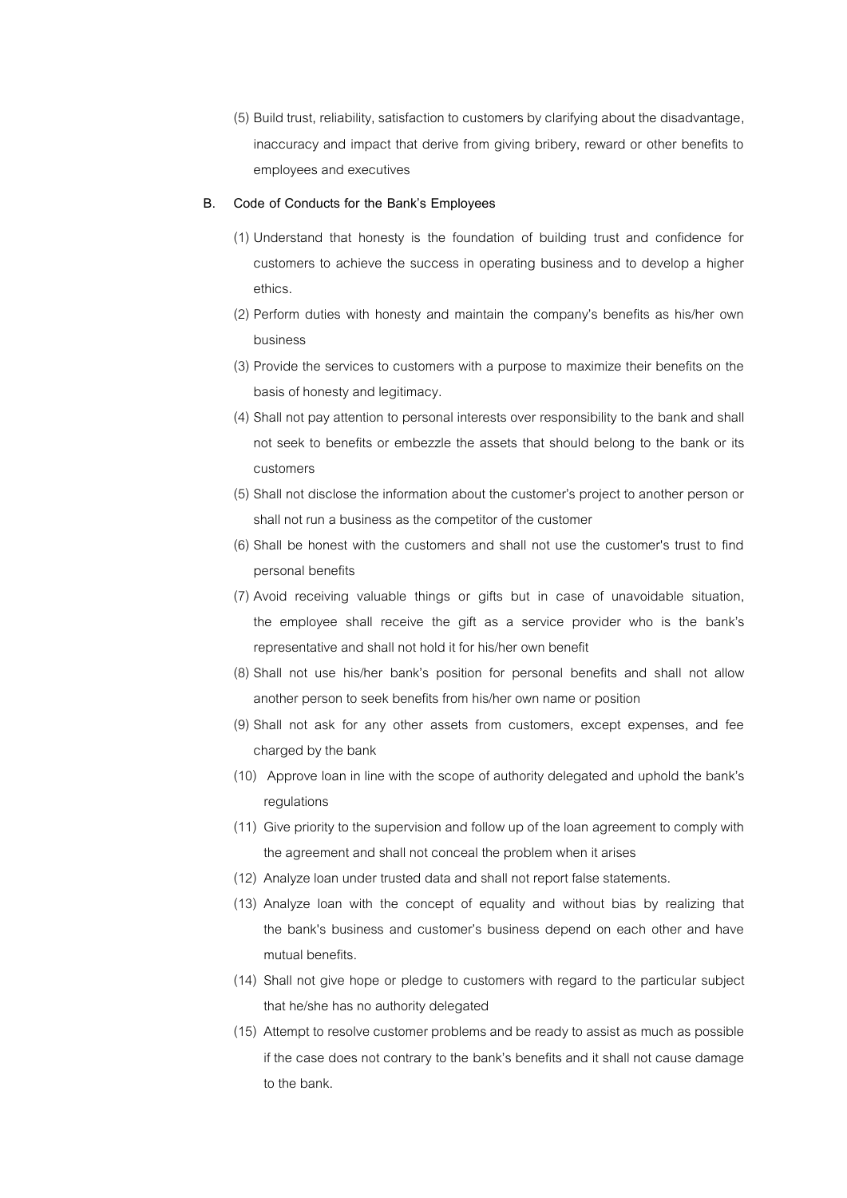(5) Build trust, reliability, satisfaction to customers by clarifying about the disadvantage, inaccuracy and impact that derive from giving bribery, reward or other benefits to employees and executives

**B. Code of Conducts for the Bank's Employees**

(1) Understand that honesty is the foundation of building trust and confidence for customers to achieve the success in operating business and to develop a higher ethics.

(2) Perform duties with honesty and maintain the company's benefits as his/her own business

(3) Provide the services to customers with a purpose to maximize their benefits on the basis of honesty and legitimacy.

(4) Shall not pay attention to personal interests over responsibility to the bank and shall not seek to benefits or embezzle the assets that should belong to the bank or its customers

(5) Shall not disclose the information about the customer's project to another person or shall not run a business as the competitor of the customer

(6) Shall be honest with the customers and shall not use the customer's trust to find personal benefits

(7) Avoid receiving valuable things or gifts but in case of unavoidable situation, the employee shall receive the gift as a service provider who is the bank's representative and shall not hold it for his/her own benefit

(8) Shall not use his/her bank's position for personal benefits and shall not allow another person to seek benefits from his/her own name or position

(9) Shall not ask for any other assets from customers, except expenses, and fee charged by the bank

(10) Approve loan in line with the scope of authority delegated and uphold the bank's regulations

(11) Give priority to the supervision and follow up of the loan agreement to comply with the agreement and shall not conceal the problem when it arises

(12) Analyze loan under trusted data and shall not report false statements.

(13) Analyze loan with the concept of equality and without bias by realizing that the bank's business and customer's business depend on each other and have mutual benefits.

(14) Shall not give hope or pledge to customers with regard to the particular subject that he/she has no authority delegated

(15) Attempt to resolve customer problems and be ready to assist as much as possible if the case does not contrary to the bank's benefits and it shall not cause damage to the bank.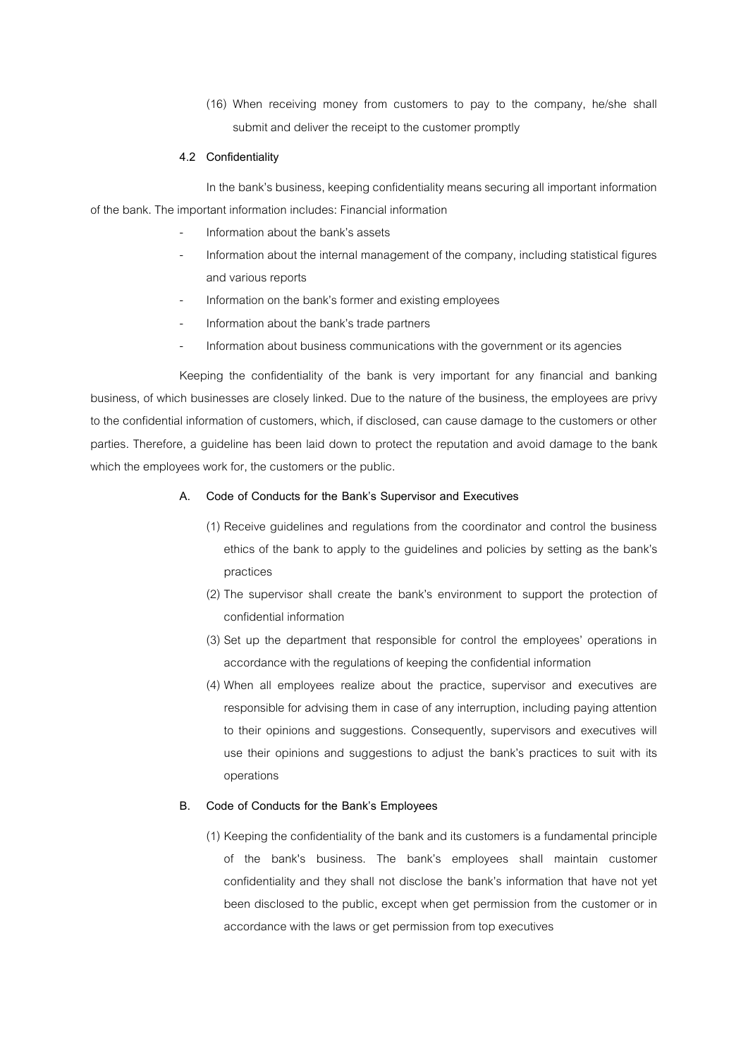(16) When receiving money from customers to pay to the company, he/she shall submit and deliver the receipt to the customer promptly

### 4.2 Confidentiality

In the bank's business, keeping confidentiality means securing all important information of the bank. The important information includes: Financial information

- Information about the bank's assets
- Information about the internal management of the company, including statistical figures and various reports
- Information on the bank's former and existing employees
- Information about the bank's trade partners
- Information about business communications with the government or its agencies

Keeping the confidentiality of the bank is very important for any financial and banking business, of which businesses are closely linked. Due to the nature of the business, the employees are privy to the confidential information of customers, which, if disclosed, can cause damage to the customers or other parties. Therefore, a guideline has been laid down to protect the reputation and avoid damage to the bank which the employees work for, the customers or the public.

#### A. Code of Conducts for the Bank's Supervisor and Executives

(1) Receive guidelines and regulations from the coordinator and control the business ethics of the bank to apply to the guidelines and policies by setting as the bank's practices

(2) The supervisor shall create the bank's environment to support the protection of confidential information

(3) Set up the department that responsible for control the employees' operations in accordance with the regulations of keeping the confidential information

(4) When all employees realize about the practice, supervisor and executives are responsible for advising them in case of any interruption, including paying attention to their opinions and suggestions. Consequently, supervisors and executives will use their opinions and suggestions to adjust the bank's practices to suit with its operations

#### B. Code of Conducts for the Bank's Employees

(1) Keeping the confidentiality of the bank and its customers is a fundamental principle of the bank's business. The bank's employees shall maintain customer confidentiality and they shall not disclose the bank's information that have not yet been disclosed to the public, except when get permission from the customer or in accordance with the laws or get permission from top executives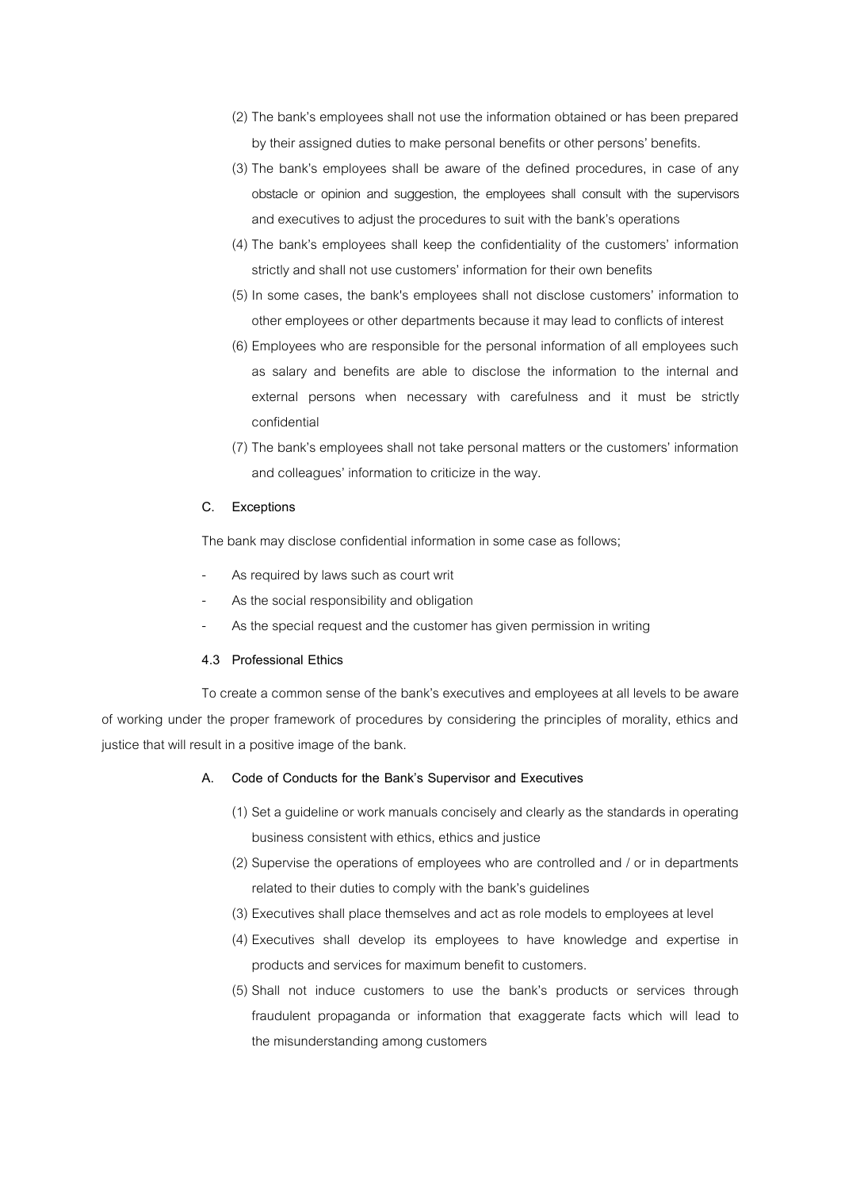(2) The bank's employees shall not use the information obtained or has been prepared by their assigned duties to make personal benefits or other persons' benefits.

(3) The bank's employees shall be aware of the defined procedures, in case of any obstacle or opinion and suggestion, the employees shall consult with the supervisors and executives to adjust the procedures to suit with the bank's operations

(4) The bank's employees shall keep the confidentiality of the customers' information strictly and shall not use customers' information for their own benefits

(5) In some cases, the bank's employees shall not disclose customers' information to other employees or other departments because it may lead to conflicts of interest

(6) Employees who are responsible for the personal information of all employees such as salary and benefits are able to disclose the information to the internal and external persons when necessary with carefulness and it must be strictly confidential

(7) The bank's employees shall not take personal matters or the customers' information and colleagues' information to criticize in the way.

**C. Exceptions**

The bank may disclose confidential information in some case as follows;

- As required by laws such as court writ
- As the social responsibility and obligation
- As the special request and the customer has given permission in writing

**4.3 Professional Ethics**

To create a common sense of the bank's executives and employees at all levels to be aware of working under the proper framework of procedures by considering the principles of morality, ethics and justice that will result in a positive image of the bank.

**A. Code of Conducts for the Bank's Supervisor and Executives**

(1) Set a guideline or work manuals concisely and clearly as the standards in operating business consistent with ethics, ethics and justice

(2) Supervise the operations of employees who are controlled and / or in departments related to their duties to comply with the bank's guidelines

(3) Executives shall place themselves and act as role models to employees at level

(4) Executives shall develop its employees to have knowledge and expertise in products and services for maximum benefit to customers.

(5) Shall not induce customers to use the bank's products or services through fraudulent propaganda or information that exaggerate facts which will lead to the misunderstanding among customers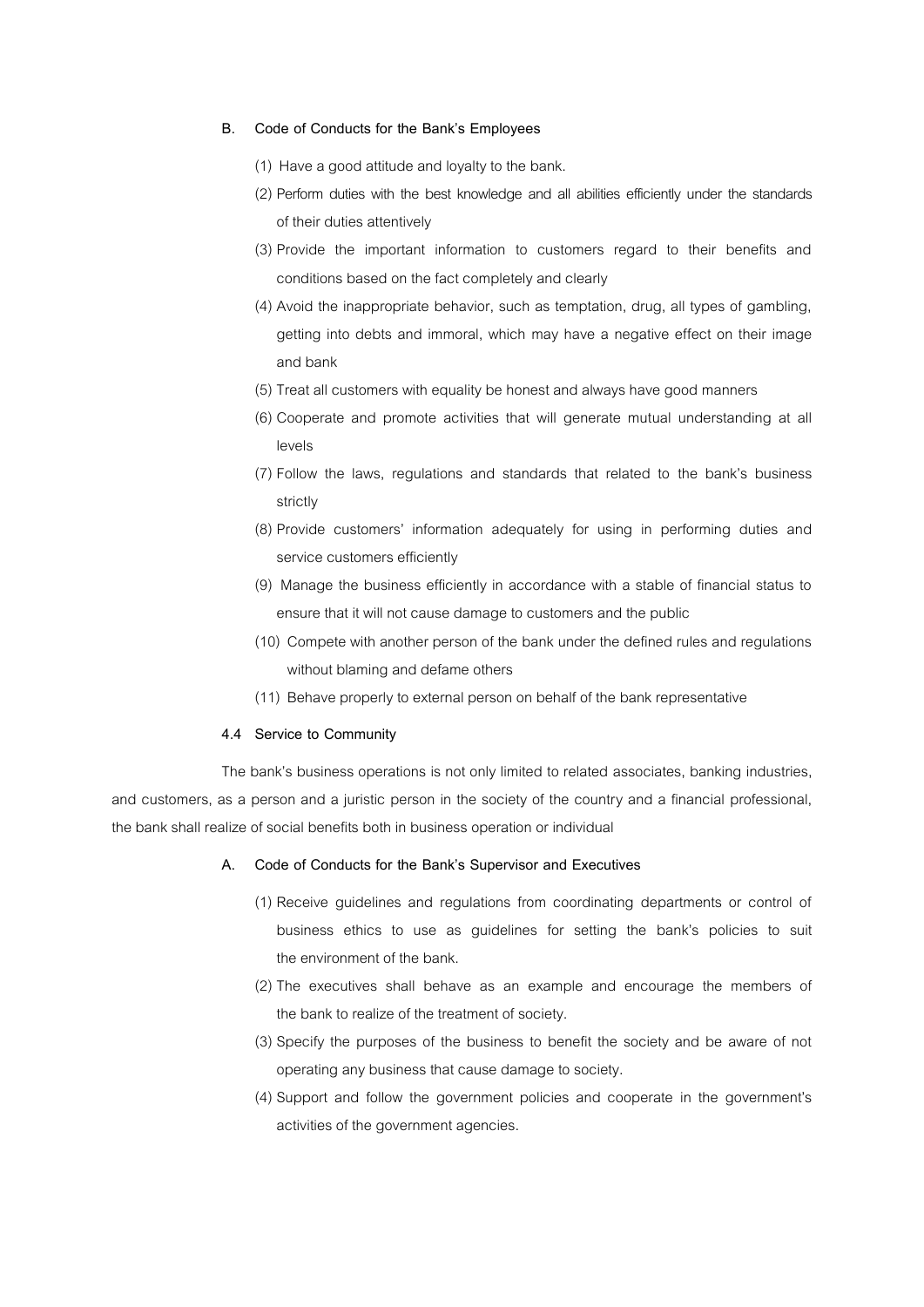**B. Code of Conducts for the Bank's Employees**

(1) Have a good attitude and loyalty to the bank.

(2) Perform duties with the best knowledge and all abilities efficiently under the standards of their duties attentively

(3) Provide the important information to customers regard to their benefits and conditions based on the fact completely and clearly

(4) Avoid the inappropriate behavior, such as temptation, drug, all types of gambling, getting into debts and immoral, which may have a negative effect on their image and bank

(5) Treat all customers with equality be honest and always have good manners

(6) Cooperate and promote activities that will generate mutual understanding at all levels

(7) Follow the laws, regulations and standards that related to the bank's business strictly

(8) Provide customers' information adequately for using in performing duties and service customers efficiently

(9) Manage the business efficiently in accordance with a stable of financial status to ensure that it will not cause damage to customers and the public

(10) Compete with another person of the bank under the defined rules and regulations without blaming and defame others

(11) Behave properly to external person on behalf of the bank representative

**4.4 Service to Community**

The bank's business operations is not only limited to related associates, banking industries, and customers, as a person and a juristic person in the society of the country and a financial professional, the bank shall realize of social benefits both in business operation or individual

**A. Code of Conducts for the Bank's Supervisor and Executives**

(1) Receive guidelines and regulations from coordinating departments or control of business ethics to use as guidelines for setting the bank's policies to suit the environment of the bank.

(2) The executives shall behave as an example and encourage the members of the bank to realize of the treatment of society.

(3) Specify the purposes of the business to benefit the society and be aware of not operating any business that cause damage to society.

(4) Support and follow the government policies and cooperate in the government's activities of the government agencies.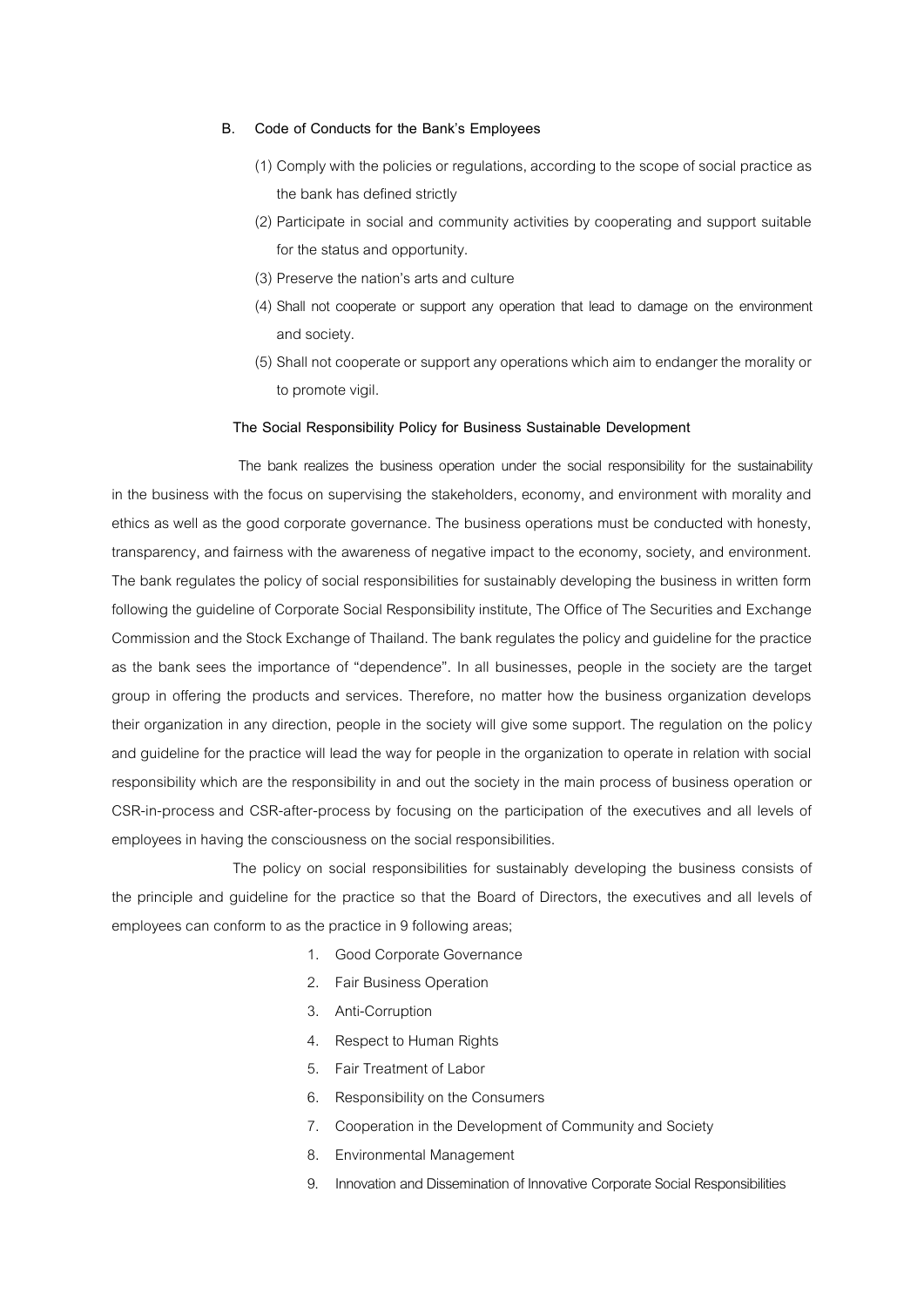### B. Code of Conducts for the Bank's Employees

(1) Comply with the policies or regulations, according to the scope of social practice as the bank has defined strictly

(2) Participate in social and community activities by cooperating and support suitable for the status and opportunity.

(3) Preserve the nation's arts and culture

(4) Shall not cooperate or support any operation that lead to damage on the environment and society.

(5) Shall not cooperate or support any operations which aim to endanger the morality or to promote vigil.

### The Social Responsibility Policy for Business Sustainable Development

The bank realizes the business operation under the social responsibility for the sustainability in the business with the focus on supervising the stakeholders, economy, and environment with morality and ethics as well as the good corporate governance. The business operations must be conducted with honesty, transparency, and fairness with the awareness of negative impact to the economy, society, and environment. The bank regulates the policy of social responsibilities for sustainably developing the business in written form following the guideline of Corporate Social Responsibility institute, The Office of The Securities and Exchange Commission and the Stock Exchange of Thailand. The bank regulates the policy and guideline for the practice as the bank sees the importance of "dependence". In all businesses, people in the society are the target group in offering the products and services. Therefore, no matter how the business organization develops their organization in any direction, people in the society will give some support. The regulation on the policy and guideline for the practice will lead the way for people in the organization to operate in relation with social responsibility which are the responsibility in and out the society in the main process of business operation or CSR-in-process and CSR-after-process by focusing on the participation of the executives and all levels of employees in having the consciousness on the social responsibilities.

The policy on social responsibilities for sustainably developing the business consists of the principle and guideline for the practice so that the Board of Directors, the executives and all levels of employees can conform to as the practice in 9 following areas;

1. Good Corporate Governance
2. Fair Business Operation
3. Anti-Corruption
4. Respect to Human Rights
5. Fair Treatment of Labor
6. Responsibility on the Consumers
7. Cooperation in the Development of Community and Society
8. Environmental Management
9. Innovation and Dissemination of Innovative Corporate Social Responsibilities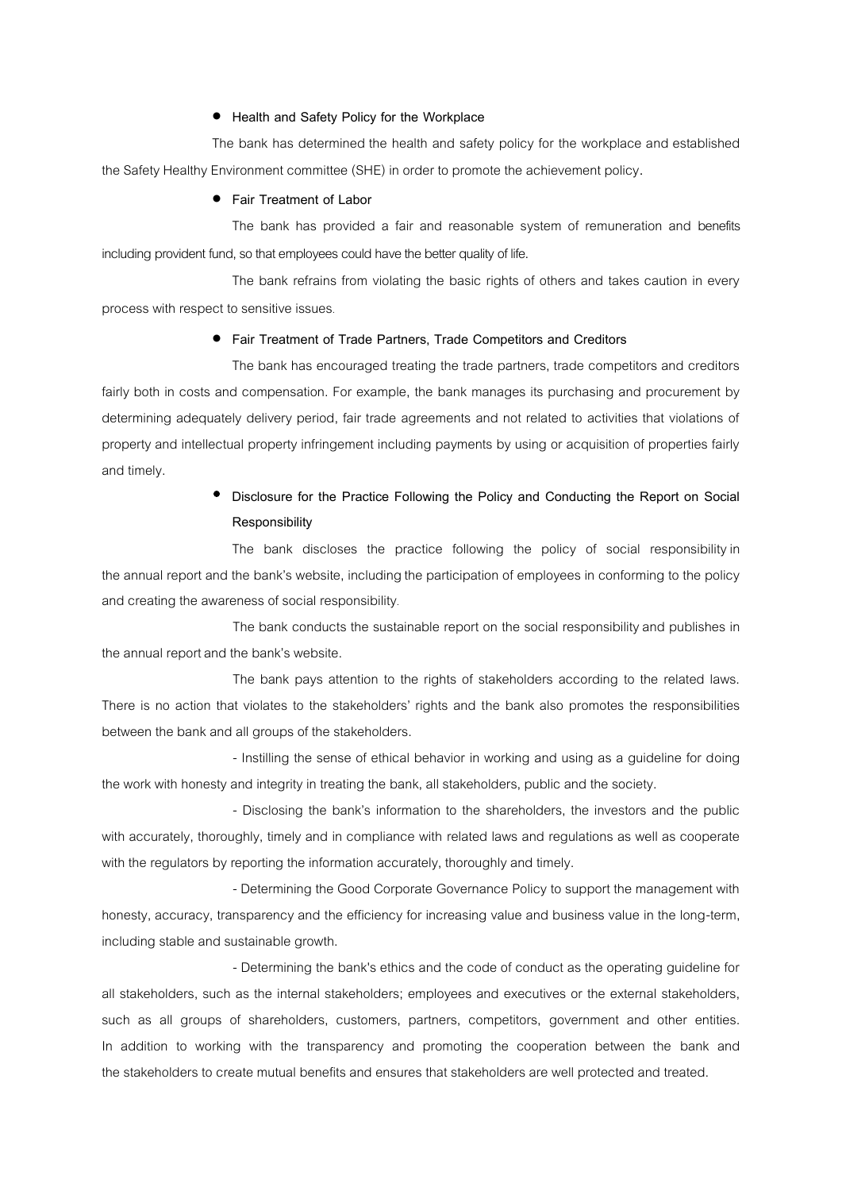- **Health and Safety Policy for the Workplace**

The bank has determined the health and safety policy for the workplace and established the Safety Healthy Environment committee (SHE) in order to promote the achievement policy.

- **Fair Treatment of Labor**

The bank has provided a fair and reasonable system of remuneration and benefits including provident fund, so that employees could have the better quality of life.

The bank refrains from violating the basic rights of others and takes caution in every process with respect to sensitive issues.

- **Fair Treatment of Trade Partners, Trade Competitors and Creditors**

The bank has encouraged treating the trade partners, trade competitors and creditors fairly both in costs and compensation. For example, the bank manages its purchasing and procurement by determining adequately delivery period, fair trade agreements and not related to activities that violations of property and intellectual property infringement including payments by using or acquisition of properties fairly and timely.

- **Disclosure for the Practice Following the Policy and Conducting the Report on Social Responsibility**

The bank discloses the practice following the policy of social responsibility in the annual report and the bank's website, including the participation of employees in conforming to the policy and creating the awareness of social responsibility.

The bank conducts the sustainable report on the social responsibility and publishes in the annual report and the bank's website.

The bank pays attention to the rights of stakeholders according to the related laws. There is no action that violates to the stakeholders' rights and the bank also promotes the responsibilities between the bank and all groups of the stakeholders.

- Instilling the sense of ethical behavior in working and using as a guideline for doing the work with honesty and integrity in treating the bank, all stakeholders, public and the society.

- Disclosing the bank's information to the shareholders, the investors and the public with accurately, thoroughly, timely and in compliance with related laws and regulations as well as cooperate with the regulators by reporting the information accurately, thoroughly and timely.

- Determining the Good Corporate Governance Policy to support the management with honesty, accuracy, transparency and the efficiency for increasing value and business value in the long-term, including stable and sustainable growth.

- Determining the bank's ethics and the code of conduct as the operating guideline for all stakeholders, such as the internal stakeholders; employees and executives or the external stakeholders, such as all groups of shareholders, customers, partners, competitors, government and other entities. In addition to working with the transparency and promoting the cooperation between the bank and the stakeholders to create mutual benefits and ensures that stakeholders are well protected and treated.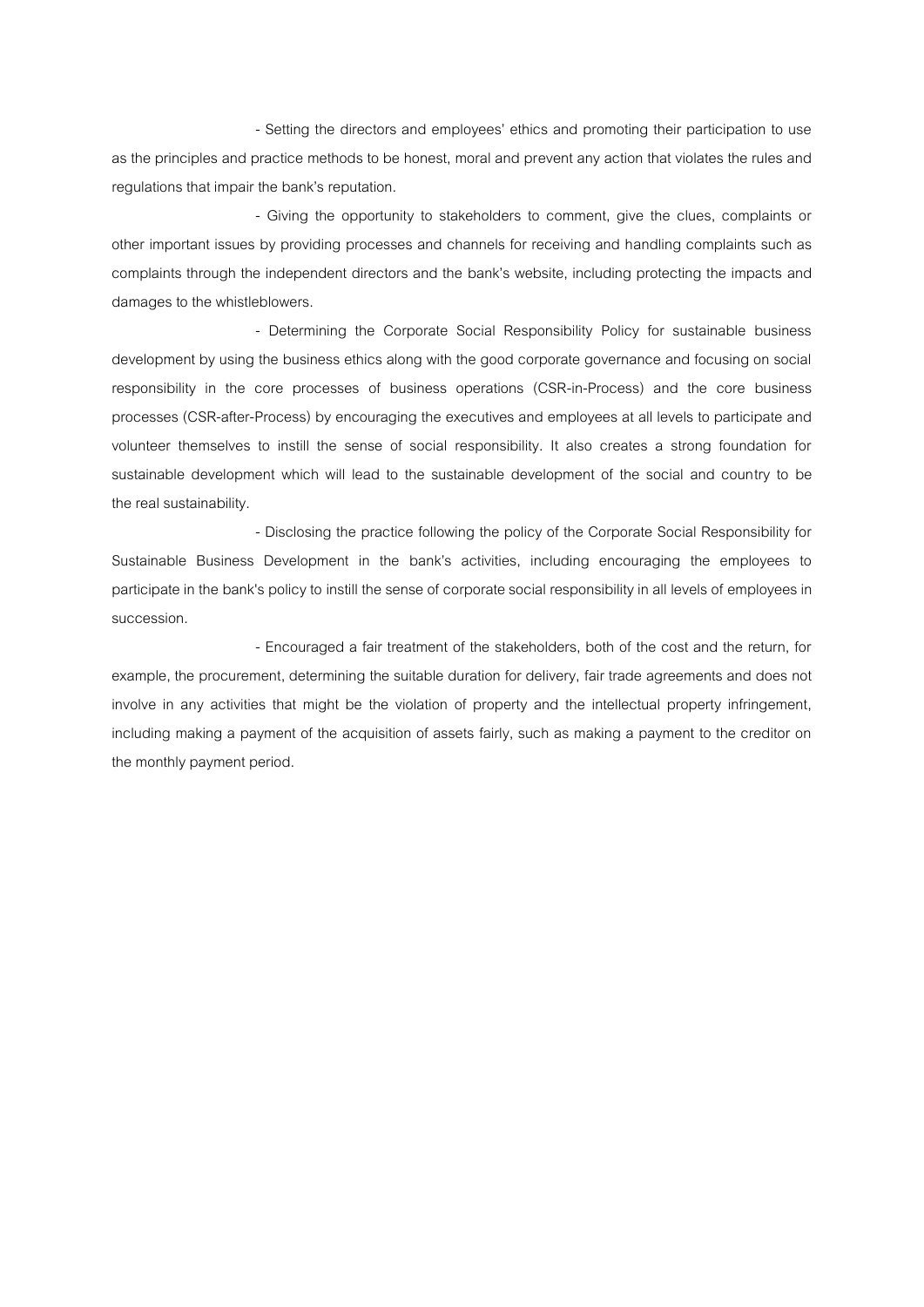- Setting the directors and employees' ethics and promoting their participation to use as the principles and practice methods to be honest, moral and prevent any action that violates the rules and regulations that impair the bank's reputation.

- Giving the opportunity to stakeholders to comment, give the clues, complaints or other important issues by providing processes and channels for receiving and handling complaints such as complaints through the independent directors and the bank's website, including protecting the impacts and damages to the whistleblowers.

- Determining the Corporate Social Responsibility Policy for sustainable business development by using the business ethics along with the good corporate governance and focusing on social responsibility in the core processes of business operations (CSR-in-Process) and the core business processes (CSR-after-Process) by encouraging the executives and employees at all levels to participate and volunteer themselves to instill the sense of social responsibility. It also creates a strong foundation for sustainable development which will lead to the sustainable development of the social and country to be the real sustainability.

- Disclosing the practice following the policy of the Corporate Social Responsibility for Sustainable Business Development in the bank's activities, including encouraging the employees to participate in the bank's policy to instill the sense of corporate social responsibility in all levels of employees in succession.

- Encouraged a fair treatment of the stakeholders, both of the cost and the return, for example, the procurement, determining the suitable duration for delivery, fair trade agreements and does not involve in any activities that might be the violation of property and the intellectual property infringement, including making a payment of the acquisition of assets fairly, such as making a payment to the creditor on the monthly payment period.